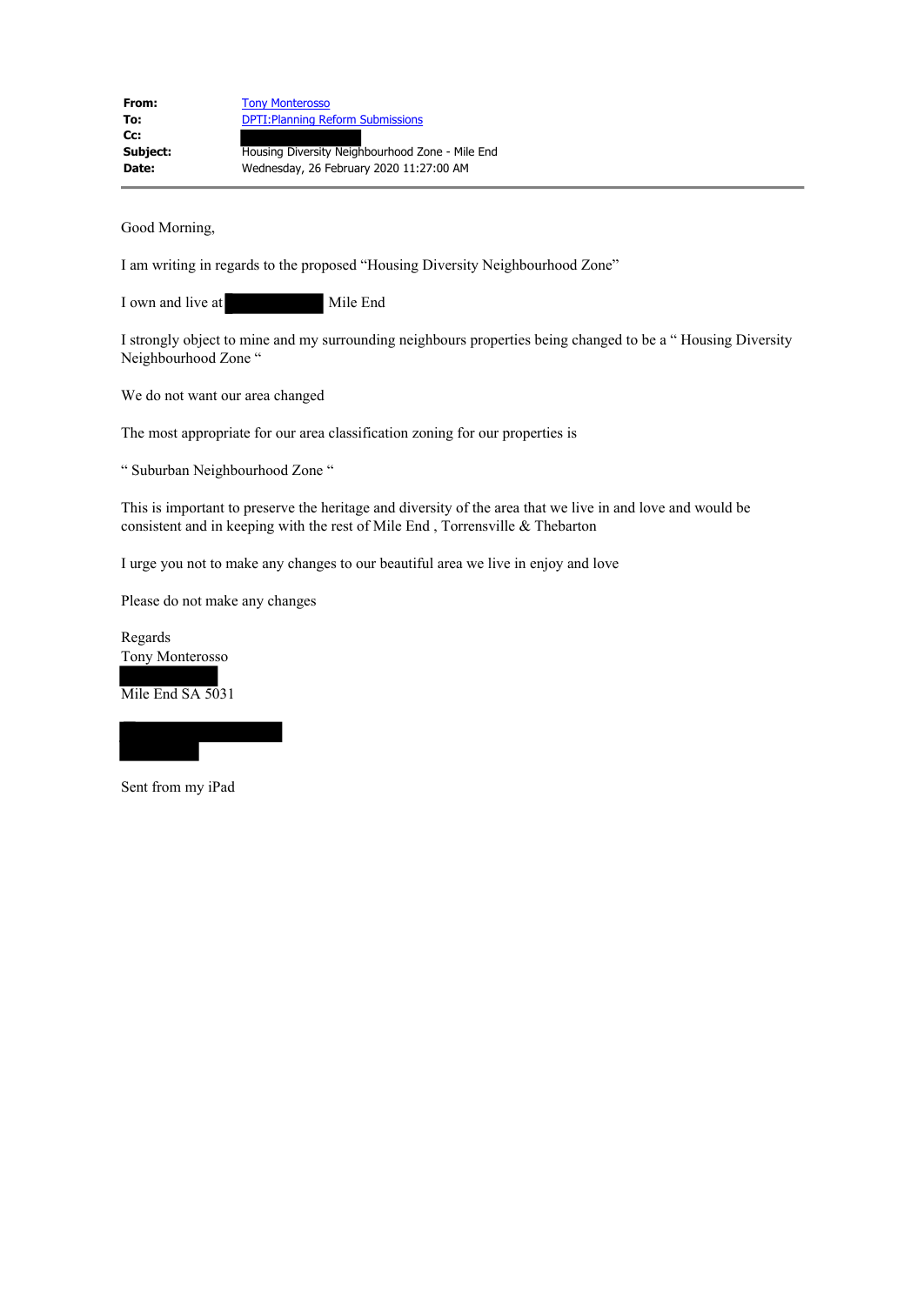| | |
|---|---|
| **From:** | Tony Monterosso |
| **To:** | DPTI:Planning Reform Submissions |
| **Cc:** | |
| **Subject:** | Housing Diversity Neighbourhood Zone - Mile End |
| **Date:** | Wednesday, 26 February 2020 11:27:00 AM |

Good Morning,

I am writing in regards to the proposed "Housing Diversity Neighbourhood Zone"

I own and live at Mile End

I strongly object to mine and my surrounding neighbours properties being changed to be a " Housing Diversity Neighbourhood Zone "

We do not want our area changed

The most appropriate for our area classification zoning for our properties is

" Suburban Neighbourhood Zone "

This is important to preserve the heritage and diversity of the area that we live in and love and would be consistent and in keeping with the rest of Mile End , Torrensville & Thebarton

I urge you not to make any changes to our beautiful area we live in enjoy and love

Please do not make any changes

Regards
Tony Monterosso

Mile End SA 5031

Sent from my iPad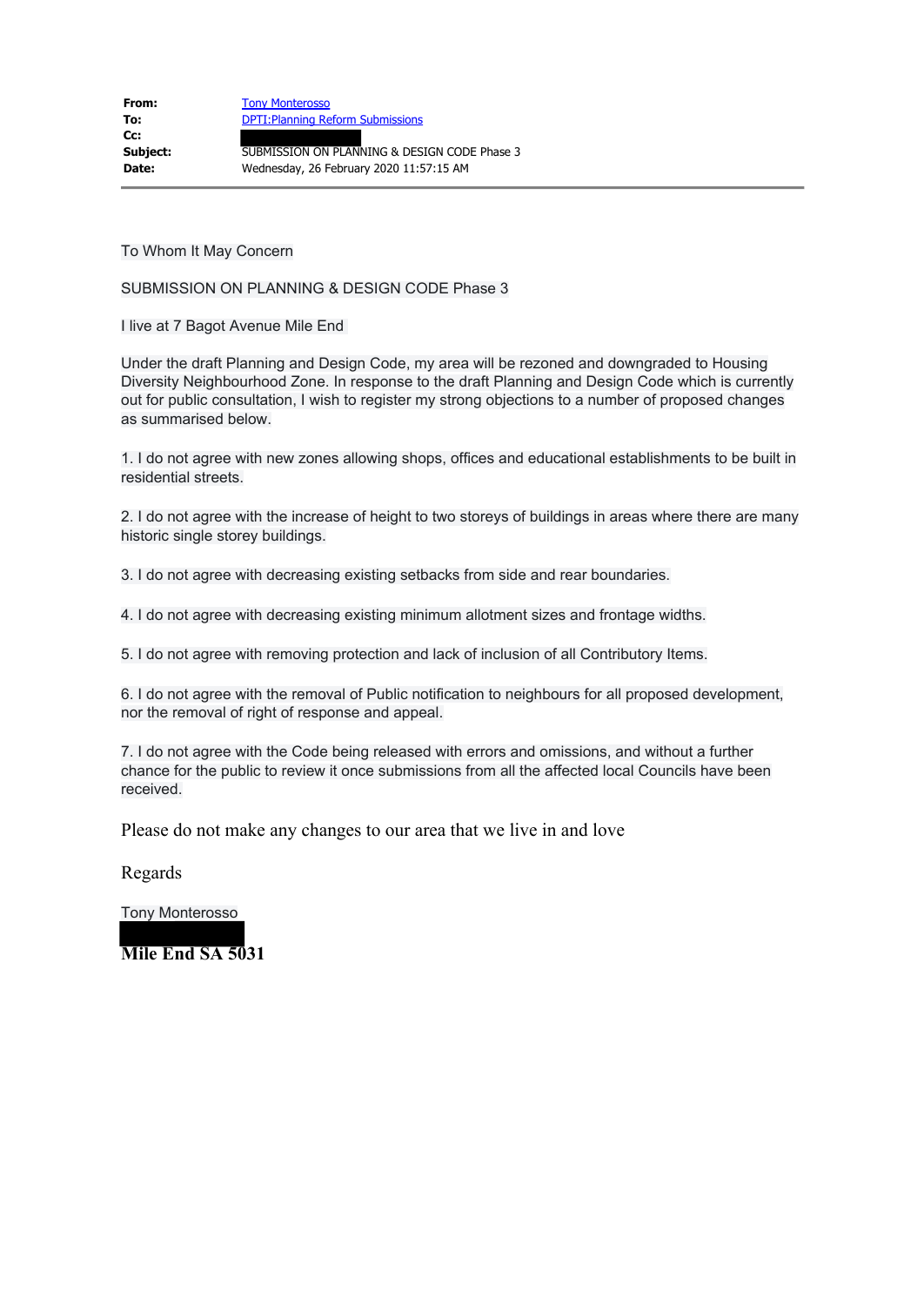| | |
|---|---|
| **From:** | Tony Monterosso |
| **To:** | DPTI:Planning Reform Submissions |
| **Cc:** | |
| **Subject:** | SUBMISSION ON PLANNING & DESIGN CODE Phase 3 |
| **Date:** | Wednesday, 26 February 2020 11:57:15 AM |

To Whom It May Concern

SUBMISSION ON PLANNING & DESIGN CODE Phase 3

I live at 7 Bagot Avenue Mile End

Under the draft Planning and Design Code, my area will be rezoned and downgraded to Housing Diversity Neighbourhood Zone. In response to the draft Planning and Design Code which is currently out for public consultation, I wish to register my strong objections to a number of proposed changes as summarised below.

1. I do not agree with new zones allowing shops, offices and educational establishments to be built in residential streets.

2. I do not agree with the increase of height to two storeys of buildings in areas where there are many historic single storey buildings.

3. I do not agree with decreasing existing setbacks from side and rear boundaries.

4. I do not agree with decreasing existing minimum allotment sizes and frontage widths.

5. I do not agree with removing protection and lack of inclusion of all Contributory Items.

6. I do not agree with the removal of Public notification to neighbours for all proposed development, nor the removal of right of response and appeal.

7. I do not agree with the Code being released with errors and omissions, and without a further chance for the public to review it once submissions from all the affected local Councils have been received.

Please do not make any changes to our area that we live in and love

Regards

Tony Monterosso

**Mile End SA 5031**